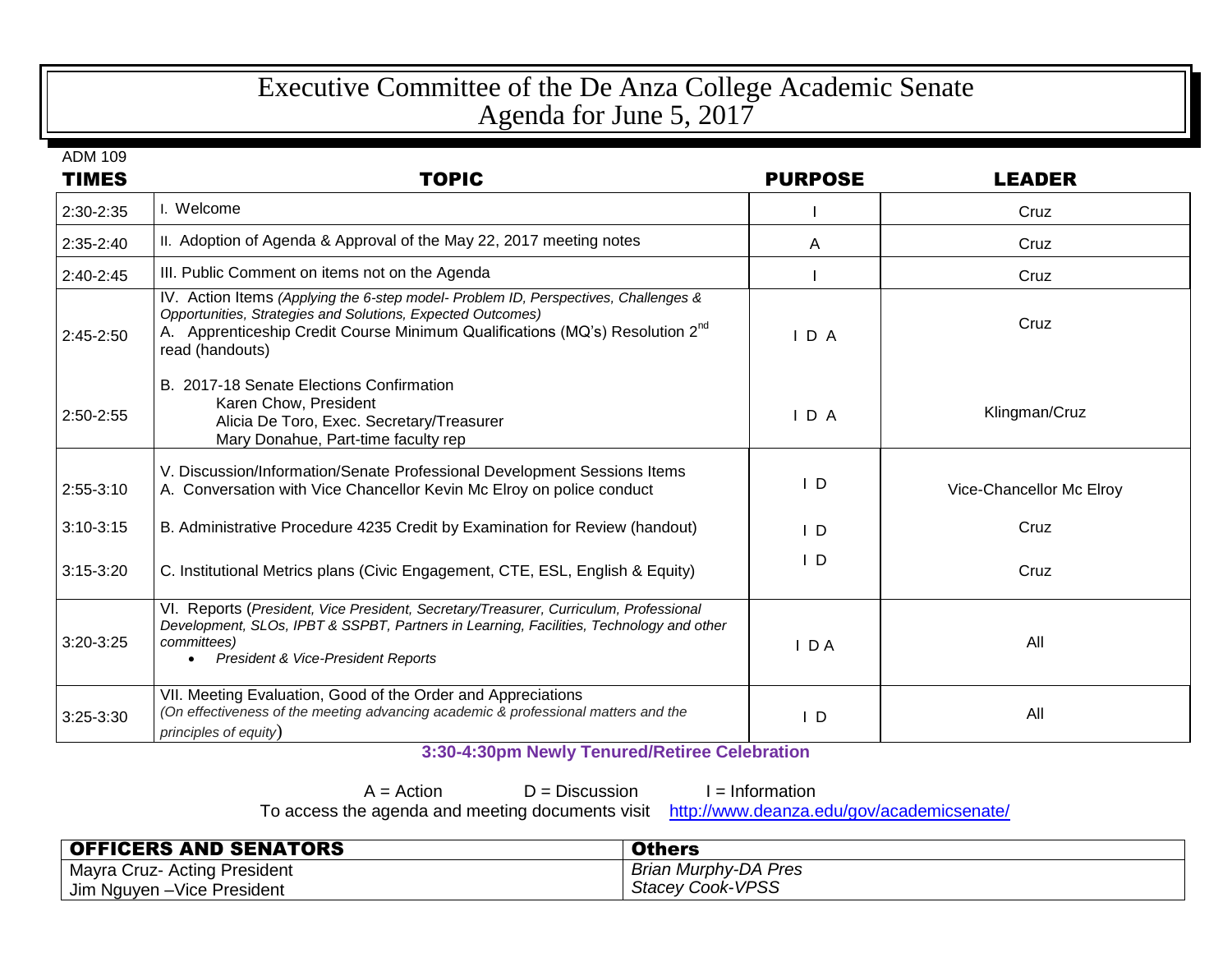# Executive Committee of the De Anza College Academic Senate
## Agenda for June 5, 2017

ADM 109

| TIMES | TOPIC | PURPOSE | LEADER |
|---|---|---|---|
| 2:30-2:35 | I. Welcome | I | Cruz |
| 2:35-2:40 | II. Adoption of Agenda & Approval of the May 22, 2017 meeting notes | A | Cruz |
| 2:40-2:45 | III. Public Comment on items not on the Agenda | I | Cruz |
| 2:45-2:50 | IV. Action Items *(Applying the 6-step model- Problem ID, Perspectives, Challenges & Opportunities, Strategies and Solutions, Expected Outcomes)*<br>A. Apprenticeship Credit Course Minimum Qualifications (MQ's) Resolution 2nd read (handouts) | I D A | Cruz |
| 2:50-2:55 | B. 2017-18 Senate Elections Confirmation<br>Karen Chow, President<br>Alicia De Toro, Exec. Secretary/Treasurer<br>Mary Donahue, Part-time faculty rep | I D A | Klingman/Cruz |
| 2:55-3:10 | V. Discussion/Information/Senate Professional Development Sessions Items<br>A. Conversation with Vice Chancellor Kevin Mc Elroy on police conduct | I D | Vice-Chancellor Mc Elroy |
| 3:10-3:15 | B. Administrative Procedure 4235 Credit by Examination for Review (handout) | I D | Cruz |
| 3:15-3:20 | C. Institutional Metrics plans (Civic Engagement, CTE, ESL, English & Equity) | I D | Cruz |
| 3:20-3:25 | VI. Reports (*President, Vice President, Secretary/Treasurer, Curriculum, Professional Development, SLOs, IPBT & SSPBT, Partners in Learning, Facilities, Technology and other committees)*<br>• *President & Vice-President Reports* | I D A | All |
| 3:25-3:30 | VII. Meeting Evaluation, Good of the Order and Appreciations<br>*(On effectiveness of the meeting advancing academic & professional matters and the principles of equity)* | I D | All |

**3:30-4:30pm Newly Tenured/Retiree Celebration**

A = Action D = Discussion I = Information

To access the agenda and meeting documents visit http://www.deanza.edu/gov/academicsenate/

| OFFICERS AND SENATORS | Others |
|---|---|
| Mayra Cruz- Acting President | *Brian Murphy-DA Pres* |
| Jim Nguyen –Vice President | *Stacey Cook-VPSS* |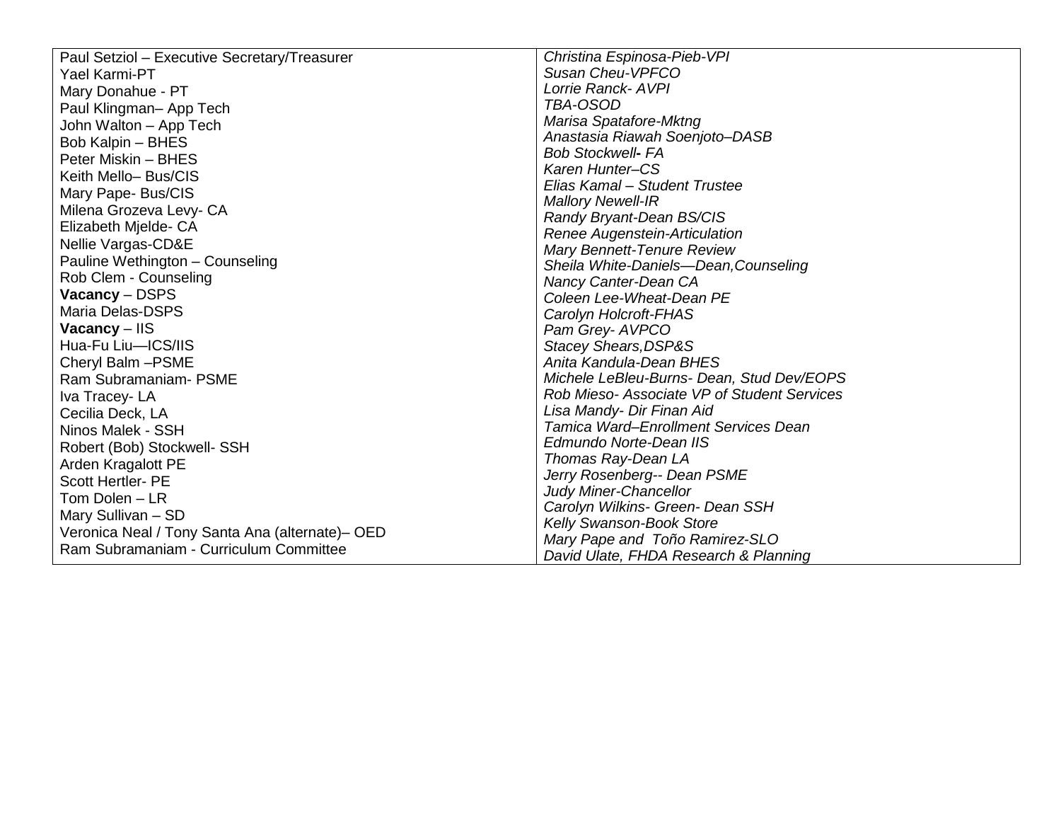| | |
|---|---|
| Paul Setziol – Executive Secretary/Treasurer<br>Yael Karmi-PT<br>Mary Donahue - PT<br>Paul Klingman– App Tech<br>John Walton – App Tech<br>Bob Kalpin – BHES<br>Peter Miskin – BHES<br>Keith Mello– Bus/CIS<br>Mary Pape- Bus/CIS<br>Milena Grozeva Levy- CA<br>Elizabeth Mjelde- CA<br>Nellie Vargas-CD&E<br>Pauline Wethington – Counseling<br>Rob Clem - Counseling<br>**Vacancy** – DSPS<br>Maria Delas-DSPS<br>**Vacancy** – IIS<br>Hua-Fu Liu—ICS/IIS<br>Cheryl Balm –PSME<br>Ram Subramaniam- PSME<br>Iva Tracey- LA<br>Cecilia Deck, LA<br>Ninos Malek - SSH<br>Robert (Bob) Stockwell- SSH<br>Arden Kragalott PE<br>Scott Hertler- PE<br>Tom Dolen – LR<br>Mary Sullivan – SD<br>Veronica Neal / Tony Santa Ana (alternate)– OED<br>Ram Subramaniam - Curriculum Committee | *Christina Espinosa-Pieb-VPI*<br>*Susan Cheu-VPFCO*<br>*Lorrie Ranck- AVPI*<br>*TBA-OSOD*<br>*Marisa Spatafore-Mktng*<br>*Anastasia Riawah Soenjoto–DASB*<br>*Bob Stockwell- FA*<br>*Karen Hunter–CS*<br>*Elias Kamal – Student Trustee*<br>*Mallory Newell-IR*<br>*Randy Bryant-Dean BS/CIS*<br>*Renee Augenstein-Articulation*<br>*Mary Bennett-Tenure Review*<br>*Sheila White-Daniels—Dean,Counseling*<br>*Nancy Canter-Dean CA*<br>*Coleen Lee-Wheat-Dean PE*<br>*Carolyn Holcroft-FHAS*<br>*Pam Grey- AVPCO*<br>*Stacey Shears,DSP&S*<br>*Anita Kandula-Dean BHES*<br>*Michele LeBleu-Burns- Dean, Stud Dev/EOPS*<br>*Rob Mieso- Associate VP of Student Services*<br>*Lisa Mandy- Dir Finan Aid*<br>*Tamica Ward–Enrollment Services Dean*<br>*Edmundo Norte-Dean IIS*<br>*Thomas Ray-Dean LA*<br>*Jerry Rosenberg-- Dean PSME*<br>*Judy Miner-Chancellor*<br>*Carolyn Wilkins- Green- Dean SSH*<br>*Kelly Swanson-Book Store*<br>*Mary Pape and Toño Ramirez-SLO*<br>*David Ulate, FHDA Research & Planning* |